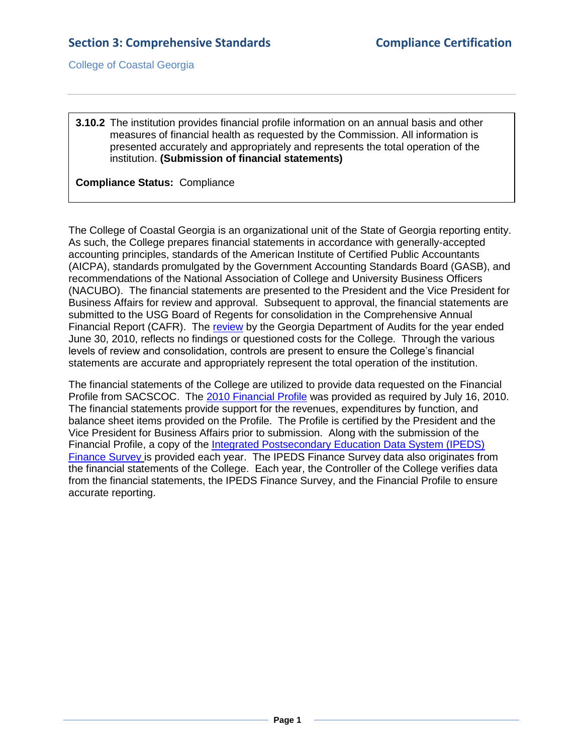## Section 3: Comprehensive Standards

## Compliance Certification

College of Coastal Georgia

---

**3.10.2** The institution provides financial profile information on an annual basis and other measures of financial health as requested by the Commission. All information is presented accurately and appropriately and represents the total operation of the institution. **(Submission of financial statements)**

**Compliance Status:** Compliance

The College of Coastal Georgia is an organizational unit of the State of Georgia reporting entity. As such, the College prepares financial statements in accordance with generally-accepted accounting principles, standards of the American Institute of Certified Public Accountants (AICPA), standards promulgated by the Government Accounting Standards Board (GASB), and recommendations of the National Association of College and University Business Officers (NACUBO). The financial statements are presented to the President and the Vice President for Business Affairs for review and approval. Subsequent to approval, the financial statements are submitted to the USG Board of Regents for consolidation in the Comprehensive Annual Financial Report (CAFR). The review by the Georgia Department of Audits for the year ended June 30, 2010, reflects no findings or questioned costs for the College. Through the various levels of review and consolidation, controls are present to ensure the College's financial statements are accurate and appropriately represent the total operation of the institution.

The financial statements of the College are utilized to provide data requested on the Financial Profile from SACSCOC. The 2010 Financial Profile was provided as required by July 16, 2010. The financial statements provide support for the revenues, expenditures by function, and balance sheet items provided on the Profile. The Profile is certified by the President and the Vice President for Business Affairs prior to submission. Along with the submission of the Financial Profile, a copy of the Integrated Postsecondary Education Data System (IPEDS) Finance Survey is provided each year. The IPEDS Finance Survey data also originates from the financial statements of the College. Each year, the Controller of the College verifies data from the financial statements, the IPEDS Finance Survey, and the Financial Profile to ensure accurate reporting.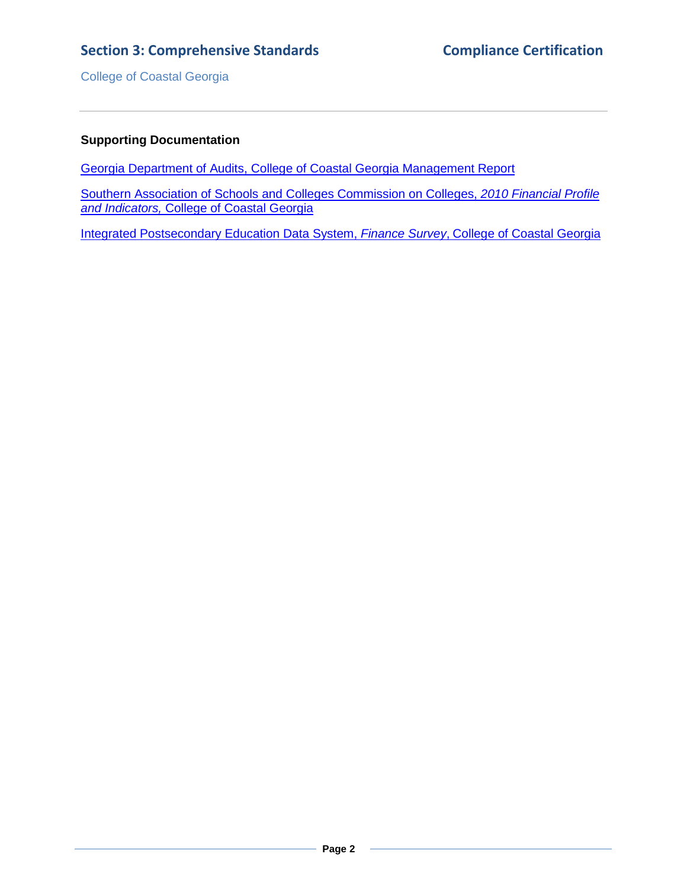**Supporting Documentation**

Georgia Department of Audits, College of Coastal Georgia Management Report

Southern Association of Schools and Colleges Commission on Colleges, *2010 Financial Profile and Indicators,* College of Coastal Georgia

Integrated Postsecondary Education Data System, *Finance Survey*, College of Coastal Georgia